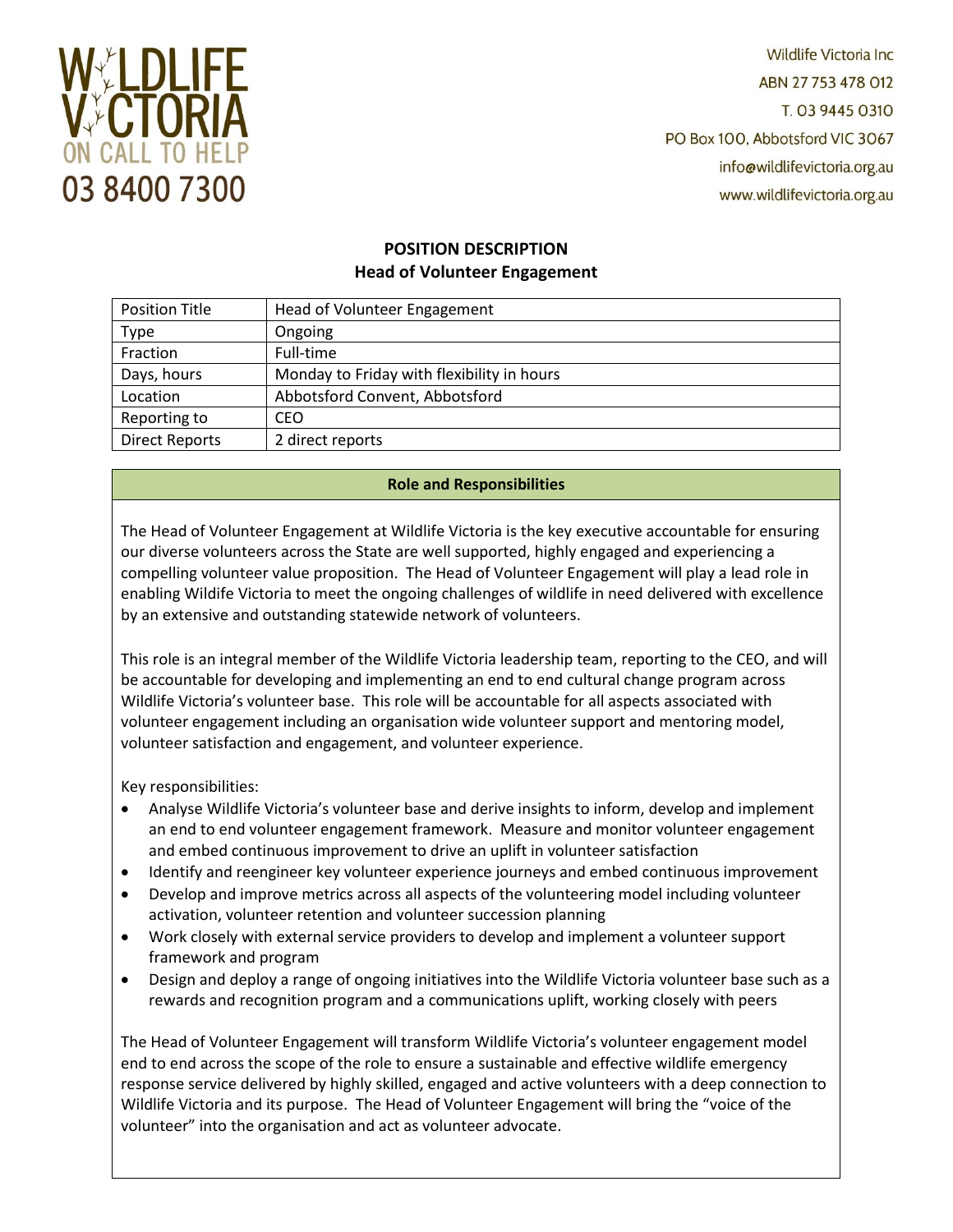WILDLIFE VICTORIA
ON CALL TO HELP
03 8400 7300

Wildlife Victoria Inc
ABN 27 753 478 012
T. 03 9445 0310
PO Box 100, Abbotsford VIC 3067
info@wildlifevictoria.org.au
www.wildlifevictoria.org.au

# POSITION DESCRIPTION
## Head of Volunteer Engagement

| Position Title | Head of Volunteer Engagement |
|---|---|
| Type | Ongoing |
| Fraction | Full-time |
| Days, hours | Monday to Friday with flexibility in hours |
| Location | Abbotsford Convent, Abbotsford |
| Reporting to | CEO |
| Direct Reports | 2 direct reports |

### Role and Responsibilities

The Head of Volunteer Engagement at Wildlife Victoria is the key executive accountable for ensuring our diverse volunteers across the State are well supported, highly engaged and experiencing a compelling volunteer value proposition. The Head of Volunteer Engagement will play a lead role in enabling Wildlife Victoria to meet the ongoing challenges of wildlife in need delivered with excellence by an extensive and outstanding statewide network of volunteers.

This role is an integral member of the Wildlife Victoria leadership team, reporting to the CEO, and will be accountable for developing and implementing an end to end cultural change program across Wildlife Victoria's volunteer base. This role will be accountable for all aspects associated with volunteer engagement including an organisation wide volunteer support and mentoring model, volunteer satisfaction and engagement, and volunteer experience.

Key responsibilities:

- Analyse Wildlife Victoria's volunteer base and derive insights to inform, develop and implement an end to end volunteer engagement framework. Measure and monitor volunteer engagement and embed continuous improvement to drive an uplift in volunteer satisfaction
- Identify and reengineer key volunteer experience journeys and embed continuous improvement
- Develop and improve metrics across all aspects of the volunteering model including volunteer activation, volunteer retention and volunteer succession planning
- Work closely with external service providers to develop and implement a volunteer support framework and program
- Design and deploy a range of ongoing initiatives into the Wildlife Victoria volunteer base such as a rewards and recognition program and a communications uplift, working closely with peers

The Head of Volunteer Engagement will transform Wildlife Victoria's volunteer engagement model end to end across the scope of the role to ensure a sustainable and effective wildlife emergency response service delivered by highly skilled, engaged and active volunteers with a deep connection to Wildlife Victoria and its purpose. The Head of Volunteer Engagement will bring the "voice of the volunteer" into the organisation and act as volunteer advocate.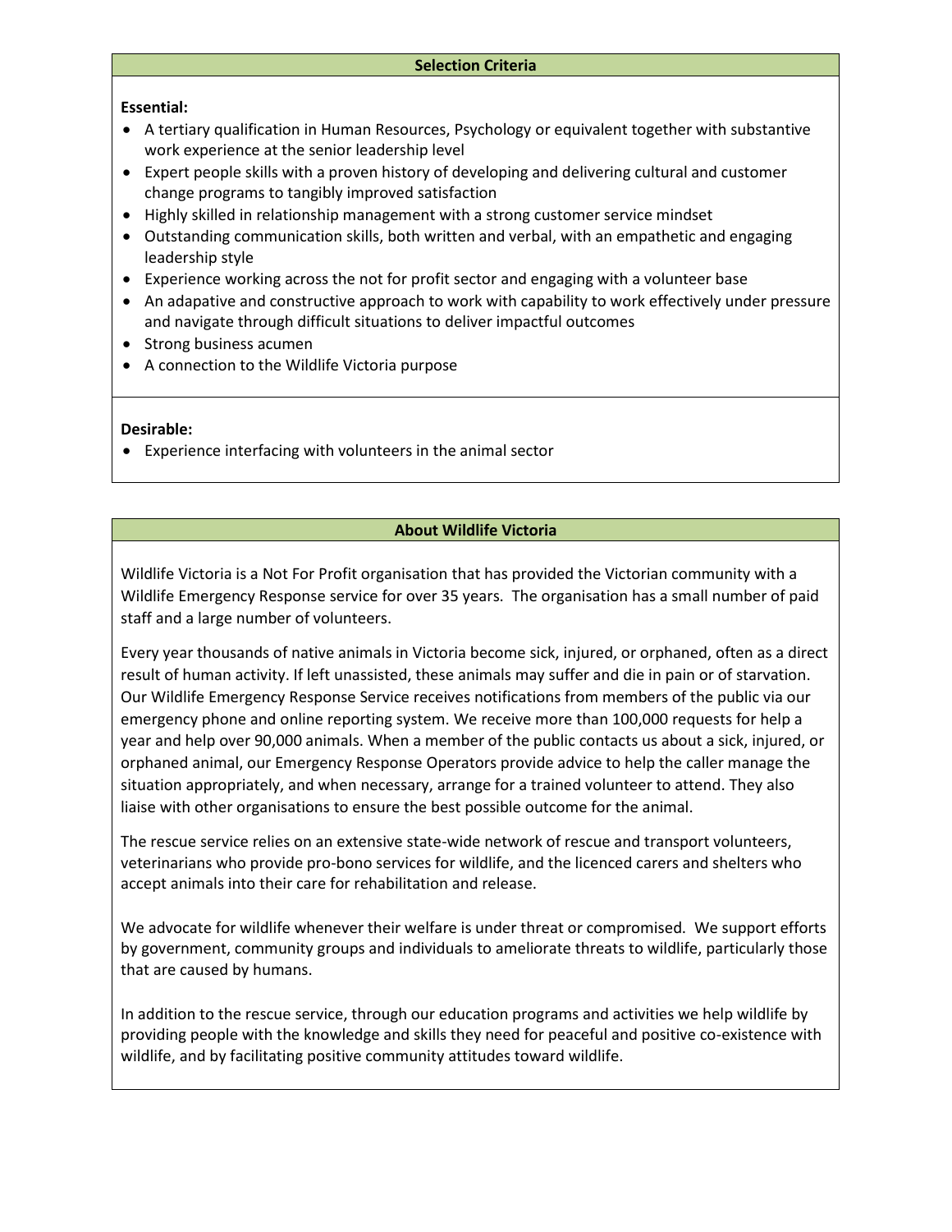## Selection Criteria

**Essential:**

- A tertiary qualification in Human Resources, Psychology or equivalent together with substantive work experience at the senior leadership level
- Expert people skills with a proven history of developing and delivering cultural and customer change programs to tangibly improved satisfaction
- Highly skilled in relationship management with a strong customer service mindset
- Outstanding communication skills, both written and verbal, with an empathetic and engaging leadership style
- Experience working across the not for profit sector and engaging with a volunteer base
- An adapative and constructive approach to work with capability to work effectively under pressure and navigate through difficult situations to deliver impactful outcomes
- Strong business acumen
- A connection to the Wildlife Victoria purpose

**Desirable:**

- Experience interfacing with volunteers in the animal sector

## About Wildlife Victoria

Wildlife Victoria is a Not For Profit organisation that has provided the Victorian community with a Wildlife Emergency Response service for over 35 years. The organisation has a small number of paid staff and a large number of volunteers.

Every year thousands of native animals in Victoria become sick, injured, or orphaned, often as a direct result of human activity. If left unassisted, these animals may suffer and die in pain or of starvation. Our Wildlife Emergency Response Service receives notifications from members of the public via our emergency phone and online reporting system. We receive more than 100,000 requests for help a year and help over 90,000 animals. When a member of the public contacts us about a sick, injured, or orphaned animal, our Emergency Response Operators provide advice to help the caller manage the situation appropriately, and when necessary, arrange for a trained volunteer to attend. They also liaise with other organisations to ensure the best possible outcome for the animal.

The rescue service relies on an extensive state-wide network of rescue and transport volunteers, veterinarians who provide pro-bono services for wildlife, and the licenced carers and shelters who accept animals into their care for rehabilitation and release.

We advocate for wildlife whenever their welfare is under threat or compromised. We support efforts by government, community groups and individuals to ameliorate threats to wildlife, particularly those that are caused by humans.

In addition to the rescue service, through our education programs and activities we help wildlife by providing people with the knowledge and skills they need for peaceful and positive co-existence with wildlife, and by facilitating positive community attitudes toward wildlife.